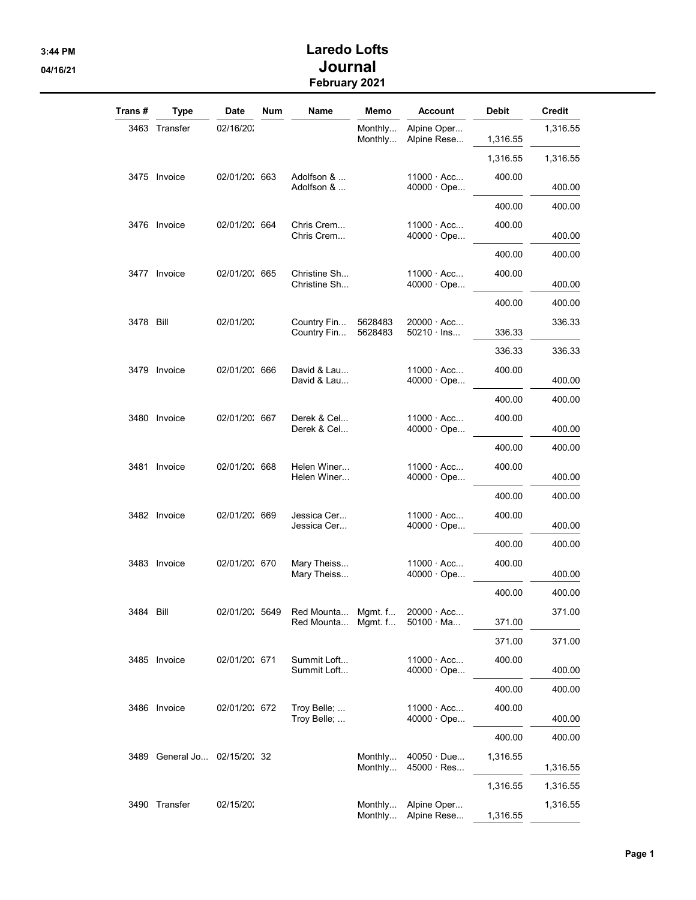# Laredo Lofts
## Journal
### February 2021

| Trans # | Type | Date | Num | Name | Memo | Account | Debit | Credit |
|---|---|---|---|---|---|---|---|---|
| 3463 | Transfer | 02/16/20: | | | Monthly... | Alpine Oper... | | 1,316.55 |
| | | | | | Monthly... | Alpine Rese... | 1,316.55 | |
| | | | | | | | 1,316.55 | 1,316.55 |
| 3475 | Invoice | 02/01/20: | 663 | Adolfson & ... | | 11000 · Acc... | 400.00 | |
| | | | | Adolfson & ... | | 40000 · Ope... | | 400.00 |
| | | | | | | | 400.00 | 400.00 |
| 3476 | Invoice | 02/01/20: | 664 | Chris Crem... | | 11000 · Acc... | 400.00 | |
| | | | | Chris Crem... | | 40000 · Ope... | | 400.00 |
| | | | | | | | 400.00 | 400.00 |
| 3477 | Invoice | 02/01/20: | 665 | Christine Sh... | | 11000 · Acc... | 400.00 | |
| | | | | Christine Sh... | | 40000 · Ope... | | 400.00 |
| | | | | | | | 400.00 | 400.00 |
| 3478 | Bill | 02/01/20: | | Country Fin... | 5628483 | 20000 · Acc... | | 336.33 |
| | | | | Country Fin... | 5628483 | 50210 · Ins... | 336.33 | |
| | | | | | | | 336.33 | 336.33 |
| 3479 | Invoice | 02/01/20: | 666 | David & Lau... | | 11000 · Acc... | 400.00 | |
| | | | | David & Lau... | | 40000 · Ope... | | 400.00 |
| | | | | | | | 400.00 | 400.00 |
| 3480 | Invoice | 02/01/20: | 667 | Derek & Cel... | | 11000 · Acc... | 400.00 | |
| | | | | Derek & Cel... | | 40000 · Ope... | | 400.00 |
| | | | | | | | 400.00 | 400.00 |
| 3481 | Invoice | 02/01/20: | 668 | Helen Winer... | | 11000 · Acc... | 400.00 | |
| | | | | Helen Winer... | | 40000 · Ope... | | 400.00 |
| | | | | | | | 400.00 | 400.00 |
| 3482 | Invoice | 02/01/20: | 669 | Jessica Cer... | | 11000 · Acc... | 400.00 | |
| | | | | Jessica Cer... | | 40000 · Ope... | | 400.00 |
| | | | | | | | 400.00 | 400.00 |
| 3483 | Invoice | 02/01/20: | 670 | Mary Theiss... | | 11000 · Acc... | 400.00 | |
| | | | | Mary Theiss... | | 40000 · Ope... | | 400.00 |
| | | | | | | | 400.00 | 400.00 |
| 3484 | Bill | 02/01/20: | 5649 | Red Mounta... | Mgmt. f... | 20000 · Acc... | | 371.00 |
| | | | | Red Mounta... | Mgmt. f... | 50100 · Ma... | 371.00 | |
| | | | | | | | 371.00 | 371.00 |
| 3485 | Invoice | 02/01/20: | 671 | Summit Loft... | | 11000 · Acc... | 400.00 | |
| | | | | Summit Loft... | | 40000 · Ope... | | 400.00 |
| | | | | | | | 400.00 | 400.00 |
| 3486 | Invoice | 02/01/20: | 672 | Troy Belle; ... | | 11000 · Acc... | 400.00 | |
| | | | | Troy Belle; ... | | 40000 · Ope... | | 400.00 |
| | | | | | | | 400.00 | 400.00 |
| 3489 | General Jo... | 02/15/20: | 32 | | Monthly... | 40050 · Due... | 1,316.55 | |
| | | | | | Monthly... | 45000 · Res... | | 1,316.55 |
| | | | | | | | 1,316.55 | 1,316.55 |
| 3490 | Transfer | 02/15/20: | | | Monthly... | Alpine Oper... | | 1,316.55 |
| | | | | | Monthly... | Alpine Rese... | 1,316.55 | |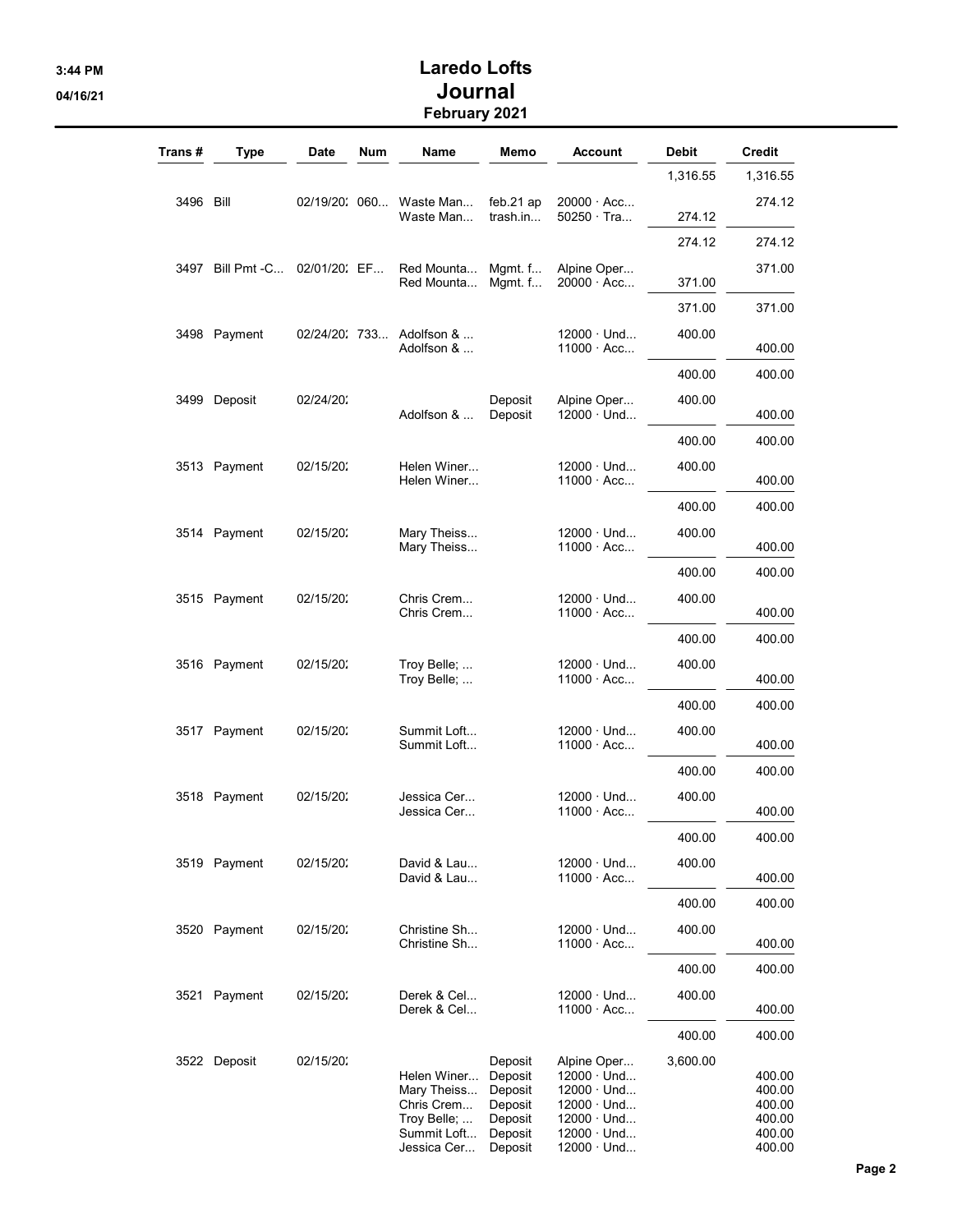# Laredo Lofts
## Journal
### February 2021

| Trans # | Type | Date | Num | Name | Memo | Account | Debit | Credit |
|---|---|---|---|---|---|---|---|---|
| | | | | | | | 1,316.55 | 1,316.55 |
| 3496 | Bill | 02/19/20: | 060... | Waste Man... | feb.21 ap | 20000 · Acc... | | 274.12 |
| | | | | Waste Man... | trash.in... | 50250 · Tra... | 274.12 | |
| | | | | | | | 274.12 | 274.12 |
| 3497 | Bill Pmt -C... | 02/01/20: | EF... | Red Mounta... | Mgmt. f... | Alpine Oper... | | 371.00 |
| | | | | Red Mounta... | Mgmt. f... | 20000 · Acc... | 371.00 | |
| | | | | | | | 371.00 | 371.00 |
| 3498 | Payment | 02/24/20: | 733... | Adolfson & ... | | 12000 · Und... | 400.00 | |
| | | | | Adolfson & ... | | 11000 · Acc... | | 400.00 |
| | | | | | | | 400.00 | 400.00 |
| 3499 | Deposit | 02/24/20: | | | Deposit | Alpine Oper... | 400.00 | |
| | | | | Adolfson & ... | Deposit | 12000 · Und... | | 400.00 |
| | | | | | | | 400.00 | 400.00 |
| 3513 | Payment | 02/15/20: | | Helen Winer... | | 12000 · Und... | 400.00 | |
| | | | | Helen Winer... | | 11000 · Acc... | | 400.00 |
| | | | | | | | 400.00 | 400.00 |
| 3514 | Payment | 02/15/20: | | Mary Theiss... | | 12000 · Und... | 400.00 | |
| | | | | Mary Theiss... | | 11000 · Acc... | | 400.00 |
| | | | | | | | 400.00 | 400.00 |
| 3515 | Payment | 02/15/20: | | Chris Crem... | | 12000 · Und... | 400.00 | |
| | | | | Chris Crem... | | 11000 · Acc... | | 400.00 |
| | | | | | | | 400.00 | 400.00 |
| 3516 | Payment | 02/15/20: | | Troy Belle; ... | | 12000 · Und... | 400.00 | |
| | | | | Troy Belle; ... | | 11000 · Acc... | | 400.00 |
| | | | | | | | 400.00 | 400.00 |
| 3517 | Payment | 02/15/20: | | Summit Loft... | | 12000 · Und... | 400.00 | |
| | | | | Summit Loft... | | 11000 · Acc... | | 400.00 |
| | | | | | | | 400.00 | 400.00 |
| 3518 | Payment | 02/15/20: | | Jessica Cer... | | 12000 · Und... | 400.00 | |
| | | | | Jessica Cer... | | 11000 · Acc... | | 400.00 |
| | | | | | | | 400.00 | 400.00 |
| 3519 | Payment | 02/15/20: | | David & Lau... | | 12000 · Und... | 400.00 | |
| | | | | David & Lau... | | 11000 · Acc... | | 400.00 |
| | | | | | | | 400.00 | 400.00 |
| 3520 | Payment | 02/15/20: | | Christine Sh... | | 12000 · Und... | 400.00 | |
| | | | | Christine Sh... | | 11000 · Acc... | | 400.00 |
| | | | | | | | 400.00 | 400.00 |
| 3521 | Payment | 02/15/20: | | Derek & Cel... | | 12000 · Und... | 400.00 | |
| | | | | Derek & Cel... | | 11000 · Acc... | | 400.00 |
| | | | | | | | 400.00 | 400.00 |
| 3522 | Deposit | 02/15/20: | | | Deposit | Alpine Oper... | 3,600.00 | |
| | | | | Helen Winer... | Deposit | 12000 · Und... | | 400.00 |
| | | | | Mary Theiss... | Deposit | 12000 · Und... | | 400.00 |
| | | | | Chris Crem... | Deposit | 12000 · Und... | | 400.00 |
| | | | | Troy Belle; ... | Deposit | 12000 · Und... | | 400.00 |
| | | | | Summit Loft... | Deposit | 12000 · Und... | | 400.00 |
| | | | | Jessica Cer... | Deposit | 12000 · Und... | | 400.00 |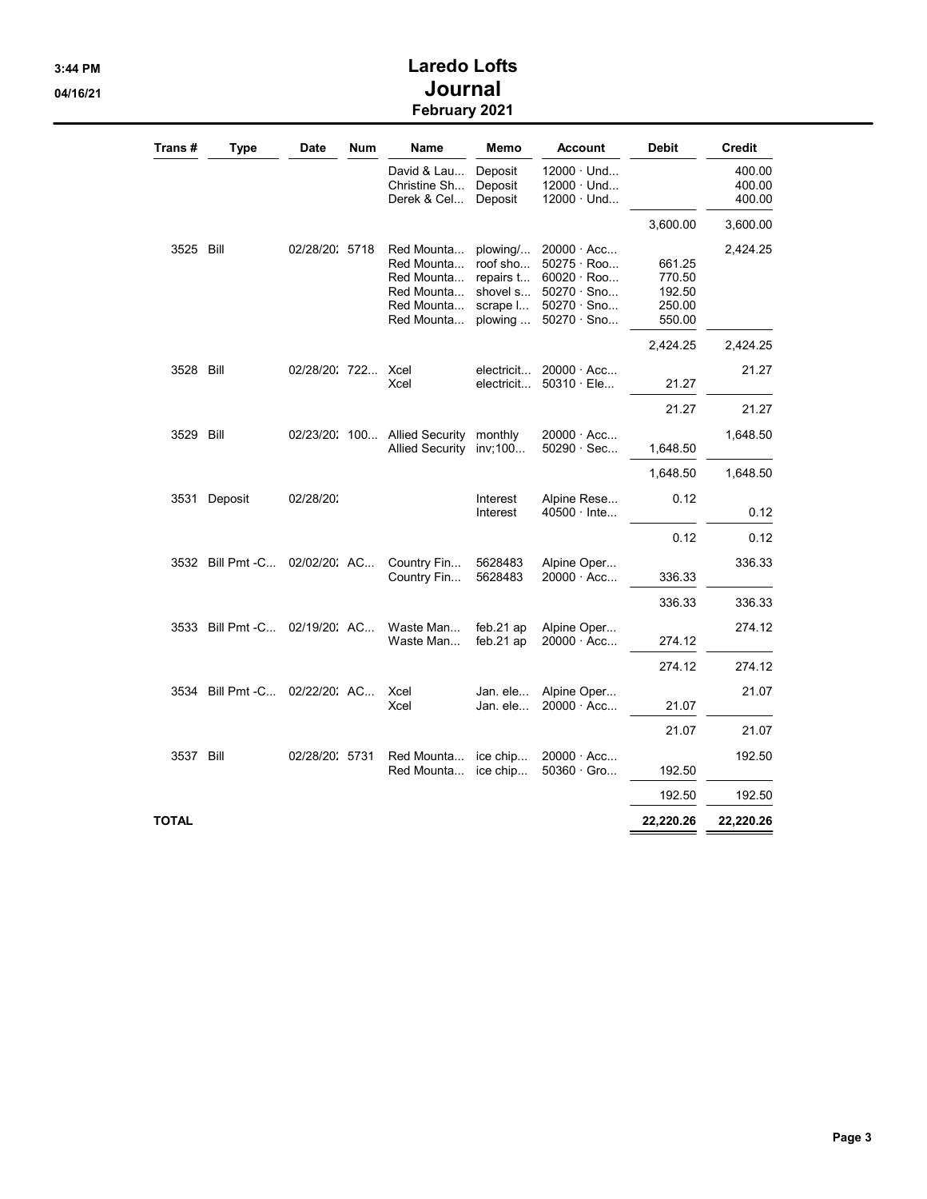# Laredo Lofts
## Journal
### February 2021

| Trans # | Type | Date | Num | Name | Memo | Account | Debit | Credit |
|---|---|---|---|---|---|---|---|---|
| | | | | David & Lau... | Deposit | 12000 · Und... | | 400.00 |
| | | | | Christine Sh... | Deposit | 12000 · Und... | | 400.00 |
| | | | | Derek & Cel... | Deposit | 12000 · Und... | | 400.00 |
| | | | | | | | 3,600.00 | 3,600.00 |
| 3525 | Bill | 02/28/20: | 5718 | Red Mounta... | plowing/... | 20000 · Acc... | | 2,424.25 |
| | | | | Red Mounta... | roof sho... | 50275 · Roo... | 661.25 | |
| | | | | Red Mounta... | repairs t... | 60020 · Roo... | 770.50 | |
| | | | | Red Mounta... | shovel s... | 50270 · Sno... | 192.50 | |
| | | | | Red Mounta... | scrape l... | 50270 · Sno... | 250.00 | |
| | | | | Red Mounta... | plowing ... | 50270 · Sno... | 550.00 | |
| | | | | | | | 2,424.25 | 2,424.25 |
| 3528 | Bill | 02/28/20: | 722... | Xcel | electricit... | 20000 · Acc... | | 21.27 |
| | | | | Xcel | electricit... | 50310 · Ele... | 21.27 | |
| | | | | | | | 21.27 | 21.27 |
| 3529 | Bill | 02/23/20: | 100... | Allied Security | monthly | 20000 · Acc... | | 1,648.50 |
| | | | | Allied Security | inv;100... | 50290 · Sec... | 1,648.50 | |
| | | | | | | | 1,648.50 | 1,648.50 |
| 3531 | Deposit | 02/28/20: | | | Interest | Alpine Rese... | 0.12 | |
| | | | | | Interest | 40500 · Inte... | | 0.12 |
| | | | | | | | 0.12 | 0.12 |
| 3532 | Bill Pmt -C... | 02/02/20: | AC... | Country Fin... | 5628483 | Alpine Oper... | | 336.33 |
| | | | | Country Fin... | 5628483 | 20000 · Acc... | 336.33 | |
| | | | | | | | 336.33 | 336.33 |
| 3533 | Bill Pmt -C... | 02/19/20: | AC... | Waste Man... | feb.21 ap | Alpine Oper... | | 274.12 |
| | | | | Waste Man... | feb.21 ap | 20000 · Acc... | 274.12 | |
| | | | | | | | 274.12 | 274.12 |
| 3534 | Bill Pmt -C... | 02/22/20: | AC... | Xcel | Jan. ele... | Alpine Oper... | | 21.07 |
| | | | | Xcel | Jan. ele... | 20000 · Acc... | 21.07 | |
| | | | | | | | 21.07 | 21.07 |
| 3537 | Bill | 02/28/20: | 5731 | Red Mounta... | ice chip... | 20000 · Acc... | | 192.50 |
| | | | | Red Mounta... | ice chip... | 50360 · Gro... | 192.50 | |
| | | | | | | | 192.50 | 192.50 |
| **TOTAL** | | | | | | | **22,220.26** | **22,220.26** |